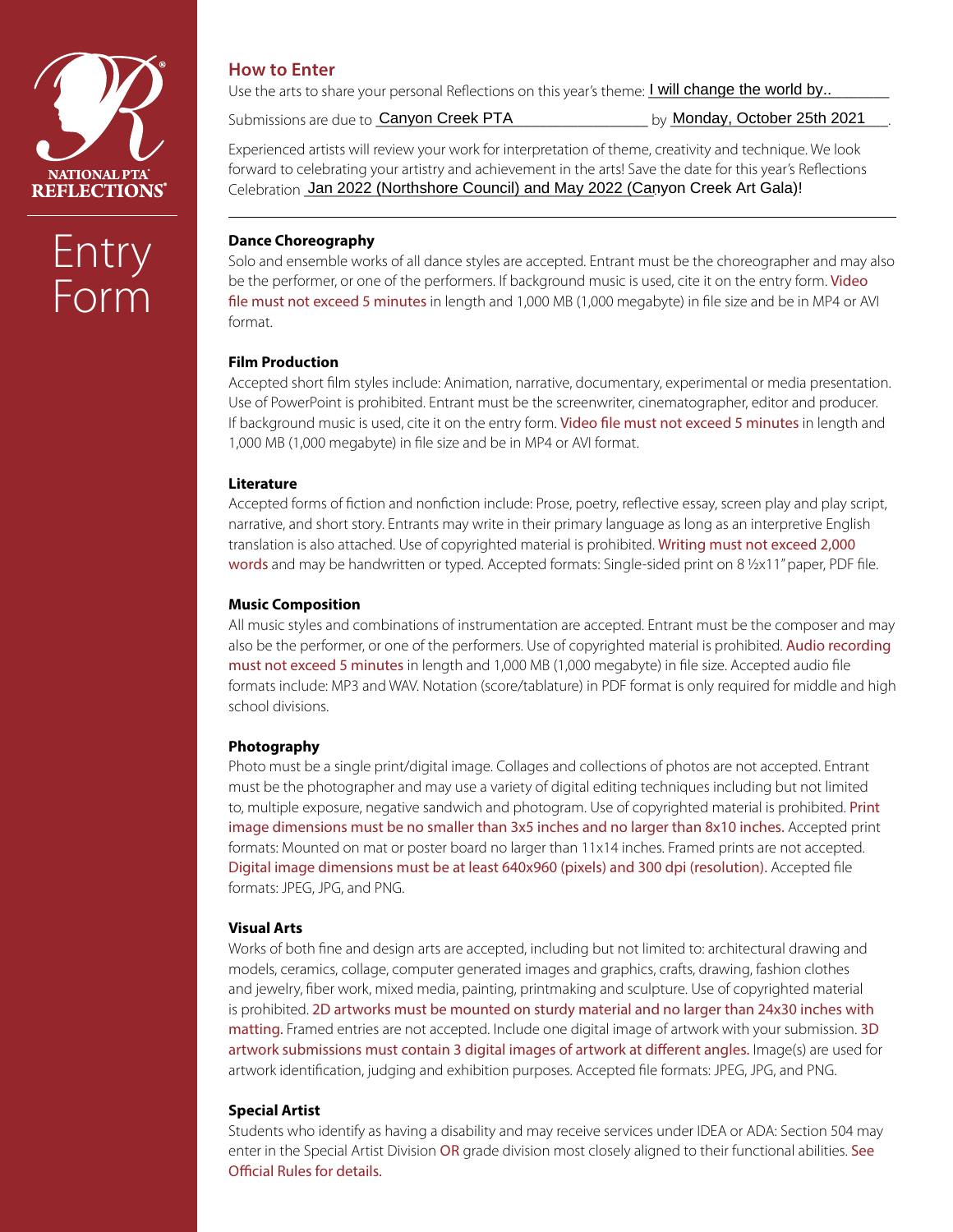NATIONAL PTA® REFLECTIONS®

# Entry Form

## How to Enter

Use the arts to share your personal Reflections on this year's theme: I will change the world by..

Submissions are due to Canyon Creek PTA by Monday, October 25th 2021.

Experienced artists will review your work for interpretation of theme, creativity and technique. We look forward to celebrating your artistry and achievement in the arts! Save the date for this year's Reflections Celebration Jan 2022 (Northshore Council) and May 2022 (Canyon Creek Art Gala)!

---

### Dance Choreography

Solo and ensemble works of all dance styles are accepted. Entrant must be the choreographer and may also be the performer, or one of the performers. If background music is used, cite it on the entry form. Video file must not exceed 5 minutes in length and 1,000 MB (1,000 megabyte) in file size and be in MP4 or AVI format.

### Film Production

Accepted short film styles include: Animation, narrative, documentary, experimental or media presentation. Use of PowerPoint is prohibited. Entrant must be the screenwriter, cinematographer, editor and producer. If background music is used, cite it on the entry form. Video file must not exceed 5 minutes in length and 1,000 MB (1,000 megabyte) in file size and be in MP4 or AVI format.

### Literature

Accepted forms of fiction and nonfiction include: Prose, poetry, reflective essay, screen play and play script, narrative, and short story. Entrants may write in their primary language as long as an interpretive English translation is also attached. Use of copyrighted material is prohibited. Writing must not exceed 2,000 words and may be handwritten or typed. Accepted formats: Single-sided print on 8 ½x11" paper, PDF file.

### Music Composition

All music styles and combinations of instrumentation are accepted. Entrant must be the composer and may also be the performer, or one of the performers. Use of copyrighted material is prohibited. Audio recording must not exceed 5 minutes in length and 1,000 MB (1,000 megabyte) in file size. Accepted audio file formats include: MP3 and WAV. Notation (score/tablature) in PDF format is only required for middle and high school divisions.

### Photography

Photo must be a single print/digital image. Collages and collections of photos are not accepted. Entrant must be the photographer and may use a variety of digital editing techniques including but not limited to, multiple exposure, negative sandwich and photogram. Use of copyrighted material is prohibited. Print image dimensions must be no smaller than 3x5 inches and no larger than 8x10 inches. Accepted print formats: Mounted on mat or poster board no larger than 11x14 inches. Framed prints are not accepted. Digital image dimensions must be at least 640x960 (pixels) and 300 dpi (resolution). Accepted file formats: JPEG, JPG, and PNG.

### Visual Arts

Works of both fine and design arts are accepted, including but not limited to: architectural drawing and models, ceramics, collage, computer generated images and graphics, crafts, drawing, fashion clothes and jewelry, fiber work, mixed media, painting, printmaking and sculpture. Use of copyrighted material is prohibited. 2D artworks must be mounted on sturdy material and no larger than 24x30 inches with matting. Framed entries are not accepted. Include one digital image of artwork with your submission. 3D artwork submissions must contain 3 digital images of artwork at different angles. Image(s) are used for artwork identification, judging and exhibition purposes. Accepted file formats: JPEG, JPG, and PNG.

### Special Artist

Students who identify as having a disability and may receive services under IDEA or ADA: Section 504 may enter in the Special Artist Division OR grade division most closely aligned to their functional abilities. See Official Rules for details.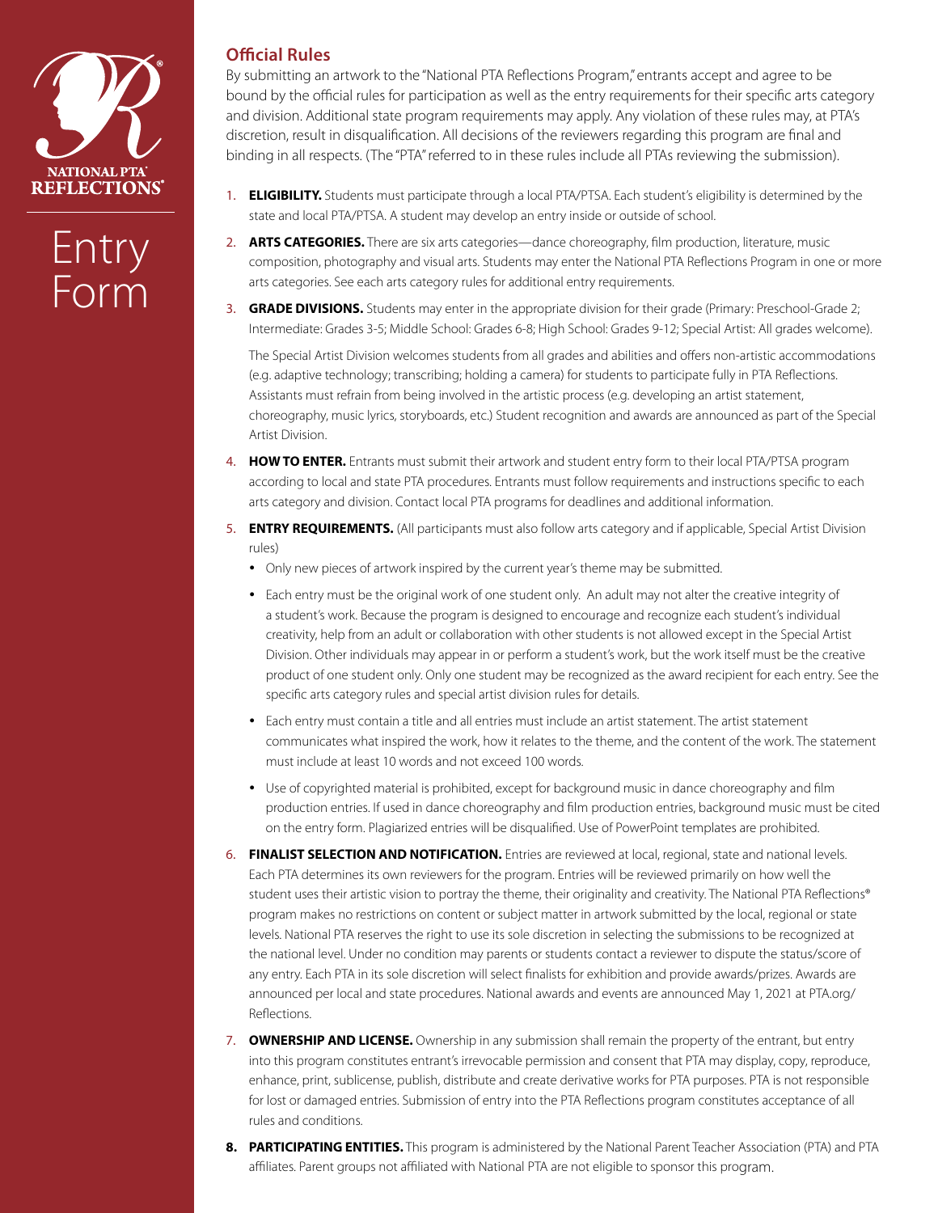NATIONAL PTA® REFLECTIONS®

# Entry Form

## Official Rules

By submitting an artwork to the "National PTA Reflections Program," entrants accept and agree to be bound by the official rules for participation as well as the entry requirements for their specific arts category and division. Additional state program requirements may apply. Any violation of these rules may, at PTA's discretion, result in disqualification. All decisions of the reviewers regarding this program are final and binding in all respects. (The "PTA" referred to in these rules include all PTAs reviewing the submission).

1. **ELIGIBILITY.** Students must participate through a local PTA/PTSA. Each student's eligibility is determined by the state and local PTA/PTSA. A student may develop an entry inside or outside of school.

2. **ARTS CATEGORIES.** There are six arts categories—dance choreography, film production, literature, music composition, photography and visual arts. Students may enter the National PTA Reflections Program in one or more arts categories. See each arts category rules for additional entry requirements.

3. **GRADE DIVISIONS.** Students may enter in the appropriate division for their grade (Primary: Preschool-Grade 2; Intermediate: Grades 3-5; Middle School: Grades 6-8; High School: Grades 9-12; Special Artist: All grades welcome).

   The Special Artist Division welcomes students from all grades and abilities and offers non-artistic accommodations (e.g. adaptive technology; transcribing; holding a camera) for students to participate fully in PTA Reflections. Assistants must refrain from being involved in the artistic process (e.g. developing an artist statement, choreography, music lyrics, storyboards, etc.) Student recognition and awards are announced as part of the Special Artist Division.

4. **HOW TO ENTER.** Entrants must submit their artwork and student entry form to their local PTA/PTSA program according to local and state PTA procedures. Entrants must follow requirements and instructions specific to each arts category and division. Contact local PTA programs for deadlines and additional information.

5. **ENTRY REQUIREMENTS.** (All participants must also follow arts category and if applicable, Special Artist Division rules)
   - Only new pieces of artwork inspired by the current year's theme may be submitted.
   - Each entry must be the original work of one student only. An adult may not alter the creative integrity of a student's work. Because the program is designed to encourage and recognize each student's individual creativity, help from an adult or collaboration with other students is not allowed except in the Special Artist Division. Other individuals may appear in or perform a student's work, but the work itself must be the creative product of one student only. Only one student may be recognized as the award recipient for each entry. See the specific arts category rules and special artist division rules for details.
   - Each entry must contain a title and all entries must include an artist statement. The artist statement communicates what inspired the work, how it relates to the theme, and the content of the work. The statement must include at least 10 words and not exceed 100 words.
   - Use of copyrighted material is prohibited, except for background music in dance choreography and film production entries. If used in dance choreography and film production entries, background music must be cited on the entry form. Plagiarized entries will be disqualified. Use of PowerPoint templates are prohibited.

6. **FINALIST SELECTION AND NOTIFICATION.** Entries are reviewed at local, regional, state and national levels. Each PTA determines its own reviewers for the program. Entries will be reviewed primarily on how well the student uses their artistic vision to portray the theme, their originality and creativity. The National PTA Reflections® program makes no restrictions on content or subject matter in artwork submitted by the local, regional or state levels. National PTA reserves the right to use its sole discretion in selecting the submissions to be recognized at the national level. Under no condition may parents or students contact a reviewer to dispute the status/score of any entry. Each PTA in its sole discretion will select finalists for exhibition and provide awards/prizes. Awards are announced per local and state procedures. National awards and events are announced May 1, 2021 at PTA.org/Reflections.

7. **OWNERSHIP AND LICENSE.** Ownership in any submission shall remain the property of the entrant, but entry into this program constitutes entrant's irrevocable permission and consent that PTA may display, copy, reproduce, enhance, print, sublicense, publish, distribute and create derivative works for PTA purposes. PTA is not responsible for lost or damaged entries. Submission of entry into the PTA Reflections program constitutes acceptance of all rules and conditions.

8. **PARTICIPATING ENTITIES.** This program is administered by the National Parent Teacher Association (PTA) and PTA affiliates. Parent groups not affiliated with National PTA are not eligible to sponsor this program.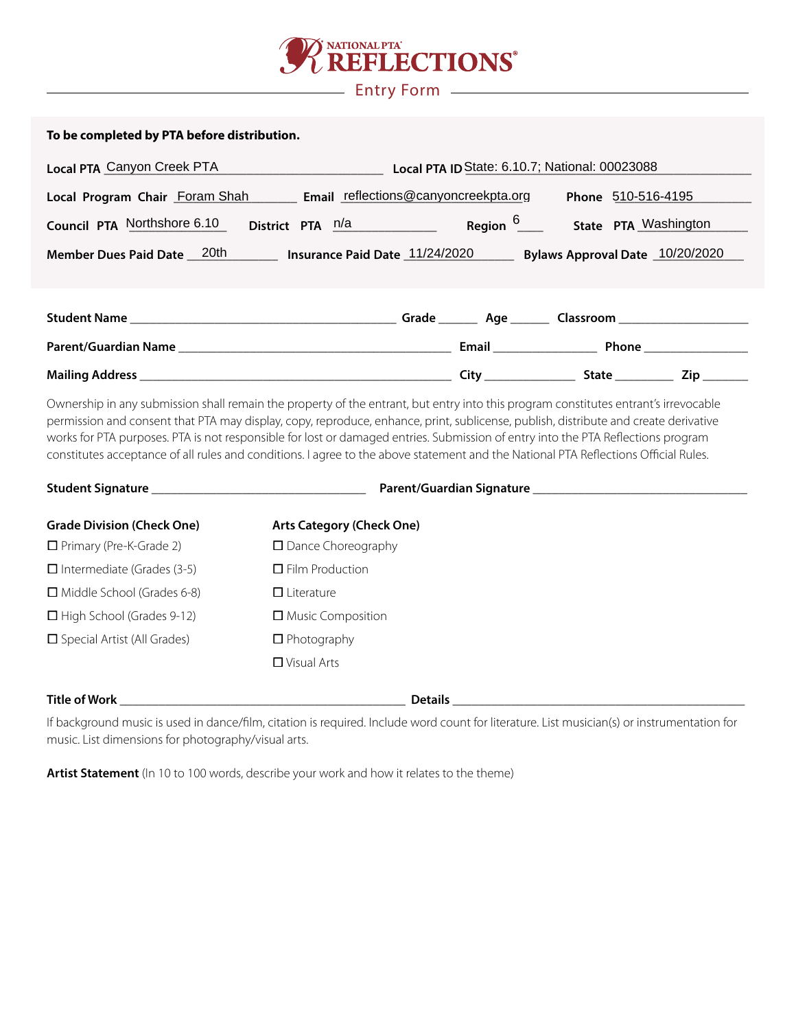# NATIONAL PTA REFLECTIONS

## Entry Form

**To be completed by PTA before distribution.**

**Local PTA** Canyon Creek PTA **Local PTA ID** State: 6.10.7; National: 00023088

**Local Program Chair** Foram Shah **Email** reflections@canyoncreekpta.org **Phone** 510-516-4195

**Council PTA** Northshore 6.10 **District PTA** n/a **Region** 6 **State PTA** Washington

**Member Dues Paid Date** 20th **Insurance Paid Date** 11/24/2020 **Bylaws Approval Date** 10/20/2020

**Student Name** \_\_\_\_\_\_\_\_\_\_\_\_\_\_\_\_ **Grade** \_\_\_\_\_ **Age** \_\_\_\_\_ **Classroom** \_\_\_\_\_\_\_\_\_\_\_\_\_\_\_\_

**Parent/Guardian Name** \_\_\_\_\_\_\_\_\_\_\_\_\_\_\_\_ **Email** \_\_\_\_\_\_\_\_\_\_\_\_\_\_\_\_ **Phone** \_\_\_\_\_\_\_\_\_\_\_\_\_\_\_\_

**Mailing Address** \_\_\_\_\_\_\_\_\_\_\_\_\_\_\_\_ **City** \_\_\_\_\_\_\_\_\_\_\_\_\_\_\_\_ **State** \_\_\_\_\_\_\_\_ **Zip** \_\_\_\_\_\_\_\_

Ownership in any submission shall remain the property of the entrant, but entry into this program constitutes entrant's irrevocable permission and consent that PTA may display, copy, reproduce, enhance, print, sublicense, publish, distribute and create derivative works for PTA purposes. PTA is not responsible for lost or damaged entries. Submission of entry into the PTA Reflections program constitutes acceptance of all rules and conditions. I agree to the above statement and the National PTA Reflections Official Rules.

**Student Signature** \_\_\_\_\_\_\_\_\_\_\_\_\_\_\_\_ **Parent/Guardian Signature** \_\_\_\_\_\_\_\_\_\_\_\_\_\_\_\_

**Grade Division (Check One)**

- ☐ Primary (Pre-K-Grade 2)
- ☐ Intermediate (Grades (3-5)
- ☐ Middle School (Grades 6-8)
- ☐ High School (Grades 9-12)
- ☐ Special Artist (All Grades)

**Arts Category (Check One)**

- ☐ Dance Choreography
- ☐ Film Production
- ☐ Literature
- ☐ Music Composition
- ☐ Photography
- ☐ Visual Arts

**Title of Work** \_\_\_\_\_\_\_\_\_\_\_\_\_\_\_\_ **Details** \_\_\_\_\_\_\_\_\_\_\_\_\_\_\_\_

If background music is used in dance/film, citation is required. Include word count for literature. List musician(s) or instrumentation for music. List dimensions for photography/visual arts.

**Artist Statement** (In 10 to 100 words, describe your work and how it relates to the theme)